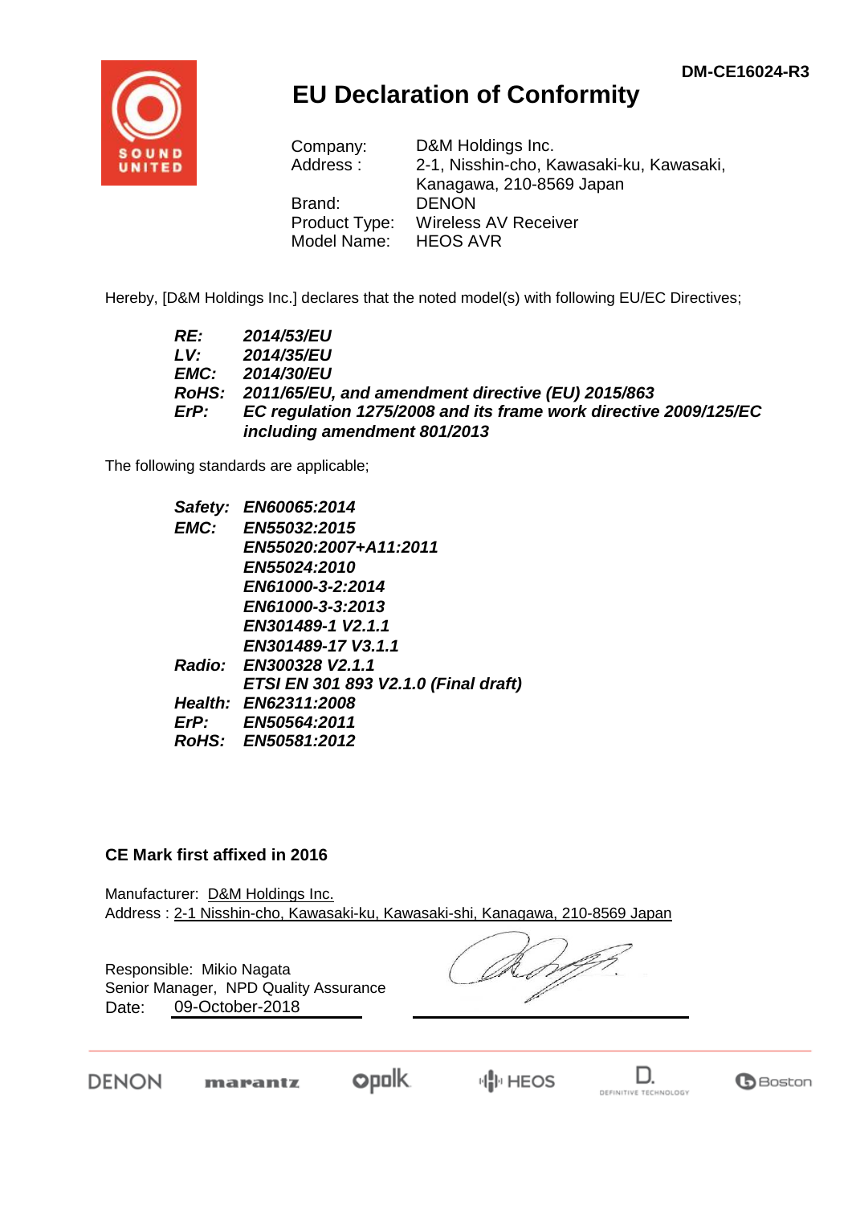DM-CE16024-R3

# EU Declaration of Conformity

Company: D&M Holdings Inc.
Address : 2-1, Nisshin-cho, Kawasaki-ku, Kawasaki, Kanagawa, 210-8569 Japan
Brand: DENON
Product Type: Wireless AV Receiver
Model Name: HEOS AVR

Hereby, [D&M Holdings Inc.] declares that the noted model(s) with following EU/EC Directives;

***RE:*** ***2014/53/EU***
***LV:*** ***2014/35/EU***
***EMC:*** ***2014/30/EU***
***RoHS:*** ***2011/65/EU, and amendment directive (EU) 2015/863***
***ErP:*** ***EC regulation 1275/2008 and its frame work directive 2009/125/EC including amendment 801/2013***

The following standards are applicable;

***Safety:*** ***EN60065:2014***
***EMC:*** ***EN55032:2015***
***EN55020:2007+A11:2011***
***EN55024:2010***
***EN61000-3-2:2014***
***EN61000-3-3:2013***
***EN301489-1 V2.1.1***
***EN301489-17 V3.1.1***
***Radio:*** ***EN300328 V2.1.1***
***ETSI EN 301 893 V2.1.0 (Final draft)***
***Health:*** ***EN62311:2008***
***ErP:*** ***EN50564:2011***
***RoHS:*** ***EN50581:2012***

**CE Mark first affixed in 2016**

Manufacturer: D&M Holdings Inc.
Address : 2-1 Nisshin-cho, Kawasaki-ku, Kawasaki-shi, Kanagawa, 210-8569 Japan

Responsible: Mikio Nagata
Senior Manager, NPD Quality Assurance
Date: 09-October-2018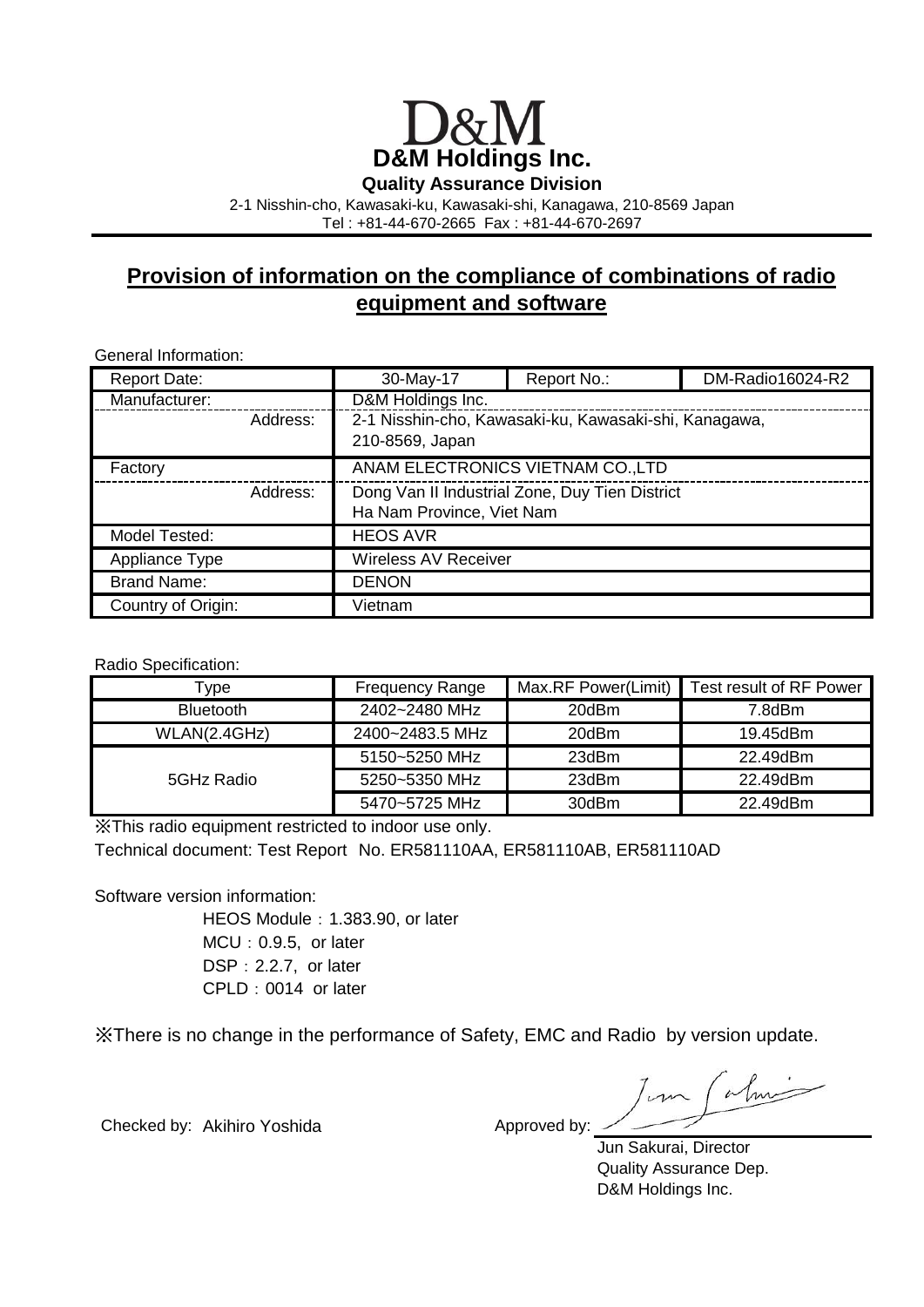D&M

**D&M Holdings Inc.**

**Quality Assurance Division**

2-1 Nisshin-cho, Kawasaki-ku, Kawasaki-shi, Kanagawa, 210-8569 Japan
Tel : +81-44-670-2665 Fax : +81-44-670-2697

## Provision of information on the compliance of combinations of radio equipment and software

General Information:

| | | | |
|---|---|---|---|
| Report Date: | 30-May-17 | Report No.: | DM-Radio16024-R2 |
| Manufacturer: | D&M Holdings Inc. | | |
| Address: | 2-1 Nisshin-cho, Kawasaki-ku, Kawasaki-shi, Kanagawa, 210-8569, Japan | | |
| Factory | ANAM ELECTRONICS VIETNAM CO.,LTD | | |
| Address: | Dong Van II Industrial Zone, Duy Tien District Ha Nam Province, Viet Nam | | |
| Model Tested: | HEOS AVR | | |
| Appliance Type | Wireless AV Receiver | | |
| Brand Name: | DENON | | |
| Country of Origin: | Vietnam | | |

Radio Specification:

| Type | Frequency Range | Max.RF Power(Limit) | Test result of RF Power |
|---|---|---|---|
| Bluetooth | 2402~2480 MHz | 20dBm | 7.8dBm |
| WLAN(2.4GHz) | 2400~2483.5 MHz | 20dBm | 19.45dBm |
| 5GHz Radio | 5150~5250 MHz | 23dBm | 22.49dBm |
| | 5250~5350 MHz | 23dBm | 22.49dBm |
| | 5470~5725 MHz | 30dBm | 22.49dBm |

※This radio equipment restricted to indoor use only.

Technical document: Test Report No. ER581110AA, ER581110AB, ER581110AD

Software version information:

HEOS Module：1.383.90, or later
MCU：0.9.5, or later
DSP：2.2.7, or later
CPLD：0014 or later

※There is no change in the performance of Safety, EMC and Radio by version update.

Checked by: Akihiro Yoshida

Approved by:

Jun Sakurai, Director
Quality Assurance Dep.
D&M Holdings Inc.